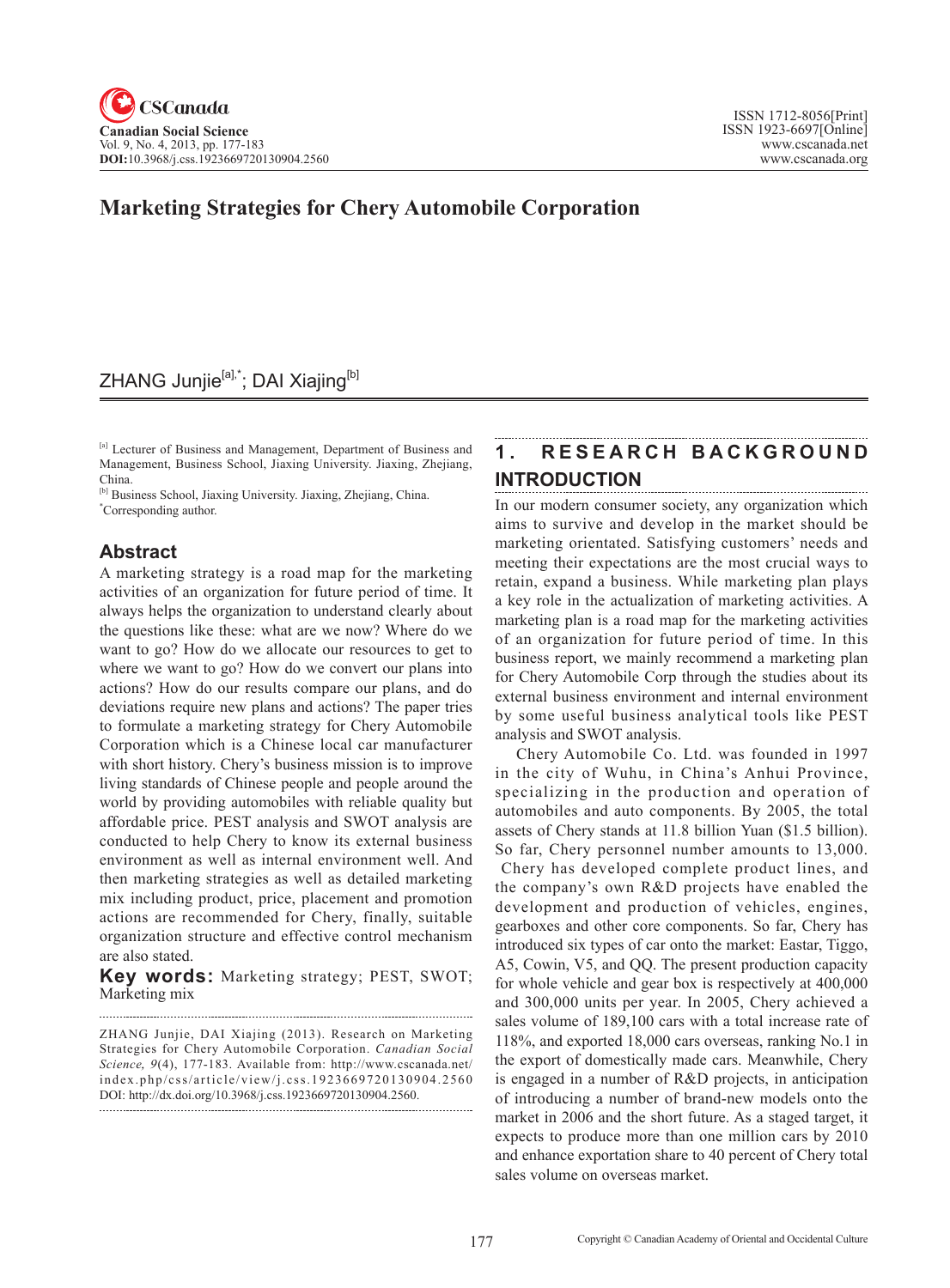# Marketing Strategies for Chery Automobile Corporation

ZHANG Junjie[a],*; DAI Xiajing[b]

[a] Lecturer of Business and Management, Department of Business and Management, Business School, Jiaxing University. Jiaxing, Zhejiang, China.

[b] Business School, Jiaxing University. Jiaxing, Zhejiang, China.

*Corresponding author.

## Abstract

A marketing strategy is a road map for the marketing activities of an organization for future period of time. It always helps the organization to understand clearly about the questions like these: what are we now? Where do we want to go? How do we allocate our resources to get to where we want to go? How do we convert our plans into actions? How do our results compare our plans, and do deviations require new plans and actions? The paper tries to formulate a marketing strategy for Chery Automobile Corporation which is a Chinese local car manufacturer with short history. Chery's business mission is to improve living standards of Chinese people and people around the world by providing automobiles with reliable quality but affordable price. PEST analysis and SWOT analysis are conducted to help Chery to know its external business environment as well as internal environment well. And then marketing strategies as well as detailed marketing mix including product, price, placement and promotion actions are recommended for Chery, finally, suitable organization structure and effective control mechanism are also stated.

**Key words:** Marketing strategy; PEST, SWOT; Marketing mix

ZHANG Junjie, DAI Xiajing (2013). Research on Marketing Strategies for Chery Automobile Corporation. *Canadian Social Science*, *9*(4), 177-183. Available from: http://www.cscanada.net/index.php/css/article/view/j.css.1923669720130904.2560 DOI: http://dx.doi.org/10.3968/j.css.1923669720130904.2560.

## 1. RESEARCH BACKGROUND INTRODUCTION

In our modern consumer society, any organization which aims to survive and develop in the market should be marketing orientated. Satisfying customers' needs and meeting their expectations are the most crucial ways to retain, expand a business. While marketing plan plays a key role in the actualization of marketing activities. A marketing plan is a road map for the marketing activities of an organization for future period of time. In this business report, we mainly recommend a marketing plan for Chery Automobile Corp through the studies about its external business environment and internal environment by some useful business analytical tools like PEST analysis and SWOT analysis.

Chery Automobile Co. Ltd. was founded in 1997 in the city of Wuhu, in China's Anhui Province, specializing in the production and operation of automobiles and auto components. By 2005, the total assets of Chery stands at 11.8 billion Yuan ($1.5 billion). So far, Chery personnel number amounts to 13,000. Chery has developed complete product lines, and the company's own R&D projects have enabled the development and production of vehicles, engines, gearboxes and other core components. So far, Chery has introduced six types of car onto the market: Eastar, Tiggo, A5, Cowin, V5, and QQ. The present production capacity for whole vehicle and gear box is respectively at 400,000 and 300,000 units per year. In 2005, Chery achieved a sales volume of 189,100 cars with a total increase rate of 118%, and exported 18,000 cars overseas, ranking No.1 in the export of domestically made cars. Meanwhile, Chery is engaged in a number of R&D projects, in anticipation of introducing a number of brand-new models onto the market in 2006 and the short future. As a staged target, it expects to produce more than one million cars by 2010 and enhance exportation share to 40 percent of Chery total sales volume on overseas market.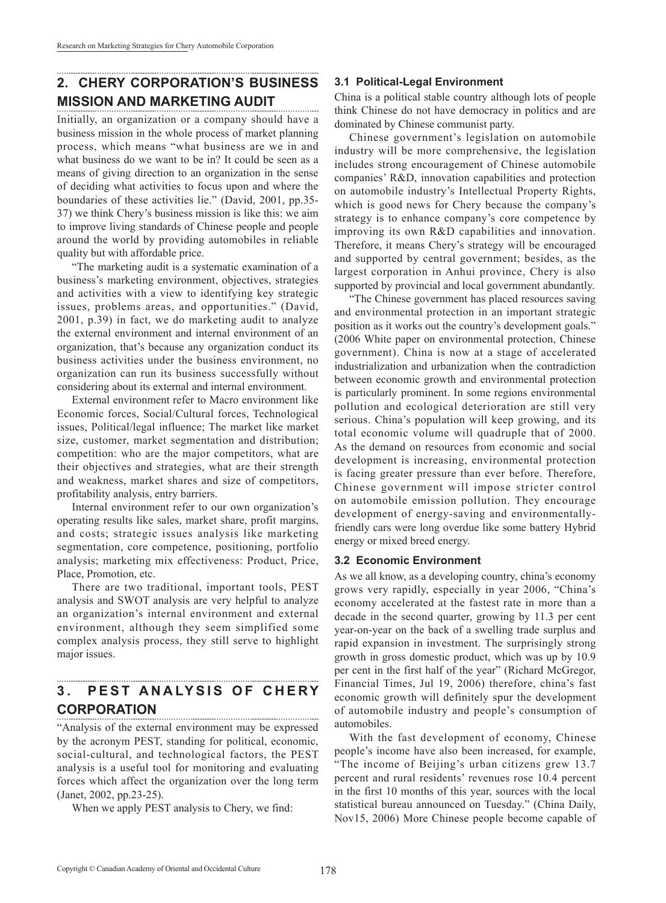## 2. CHERY CORPORATION'S BUSINESS MISSION AND MARKETING AUDIT

Initially, an organization or a company should have a business mission in the whole process of market planning process, which means "what business are we in and what business do we want to be in? It could be seen as a means of giving direction to an organization in the sense of deciding what activities to focus upon and where the boundaries of these activities lie." (David, 2001, pp.35-37) we think Chery's business mission is like this: we aim to improve living standards of Chinese people and people around the world by providing automobiles in reliable quality but with affordable price.

"The marketing audit is a systematic examination of a business's marketing environment, objectives, strategies and activities with a view to identifying key strategic issues, problems areas, and opportunities." (David, 2001, p.39) in fact, we do marketing audit to analyze the external environment and internal environment of an organization, that's because any organization conduct its business activities under the business environment, no organization can run its business successfully without considering about its external and internal environment.

External environment refer to Macro environment like Economic forces, Social/Cultural forces, Technological issues, Political/legal influence; The market like market size, customer, market segmentation and distribution; competition: who are the major competitors, what are their objectives and strategies, what are their strength and weakness, market shares and size of competitors, profitability analysis, entry barriers.

Internal environment refer to our own organization's operating results like sales, market share, profit margins, and costs; strategic issues analysis like marketing segmentation, core competence, positioning, portfolio analysis; marketing mix effectiveness: Product, Price, Place, Promotion, etc.

There are two traditional, important tools, PEST analysis and SWOT analysis are very helpful to analyze an organization's internal environment and external environment, although they seem simplified some complex analysis process, they still serve to highlight major issues.

## 3. PEST ANALYSIS OF CHERY CORPORATION

"Analysis of the external environment may be expressed by the acronym PEST, standing for political, economic, social-cultural, and technological factors, the PEST analysis is a useful tool for monitoring and evaluating forces which affect the organization over the long term (Janet, 2002, pp.23-25).

When we apply PEST analysis to Chery, we find:

### 3.1 Political-Legal Environment

China is a political stable country although lots of people think Chinese do not have democracy in politics and are dominated by Chinese communist party.

Chinese government's legislation on automobile industry will be more comprehensive, the legislation includes strong encouragement of Chinese automobile companies' R&D, innovation capabilities and protection on automobile industry's Intellectual Property Rights, which is good news for Chery because the company's strategy is to enhance company's core competence by improving its own R&D capabilities and innovation. Therefore, it means Chery's strategy will be encouraged and supported by central government; besides, as the largest corporation in Anhui province, Chery is also supported by provincial and local government abundantly.

"The Chinese government has placed resources saving and environmental protection in an important strategic position as it works out the country's development goals." (2006 White paper on environmental protection, Chinese government). China is now at a stage of accelerated industrialization and urbanization when the contradiction between economic growth and environmental protection is particularly prominent. In some regions environmental pollution and ecological deterioration are still very serious. China's population will keep growing, and its total economic volume will quadruple that of 2000. As the demand on resources from economic and social development is increasing, environmental protection is facing greater pressure than ever before. Therefore, Chinese government will impose stricter control on automobile emission pollution. They encourage development of energy-saving and environmentally-friendly cars were long overdue like some battery Hybrid energy or mixed breed energy.

### 3.2 Economic Environment

As we all know, as a developing country, china's economy grows very rapidly, especially in year 2006, "China's economy accelerated at the fastest rate in more than a decade in the second quarter, growing by 11.3 per cent year-on-year on the back of a swelling trade surplus and rapid expansion in investment. The surprisingly strong growth in gross domestic product, which was up by 10.9 per cent in the first half of the year" (Richard McGregor, Financial Times, Jul 19, 2006) therefore, china's fast economic growth will definitely spur the development of automobile industry and people's consumption of automobiles.

With the fast development of economy, Chinese people's income have also been increased, for example, "The income of Beijing's urban citizens grew 13.7 percent and rural residents' revenues rose 10.4 percent in the first 10 months of this year, sources with the local statistical bureau announced on Tuesday." (China Daily, Nov15, 2006) More Chinese people become capable of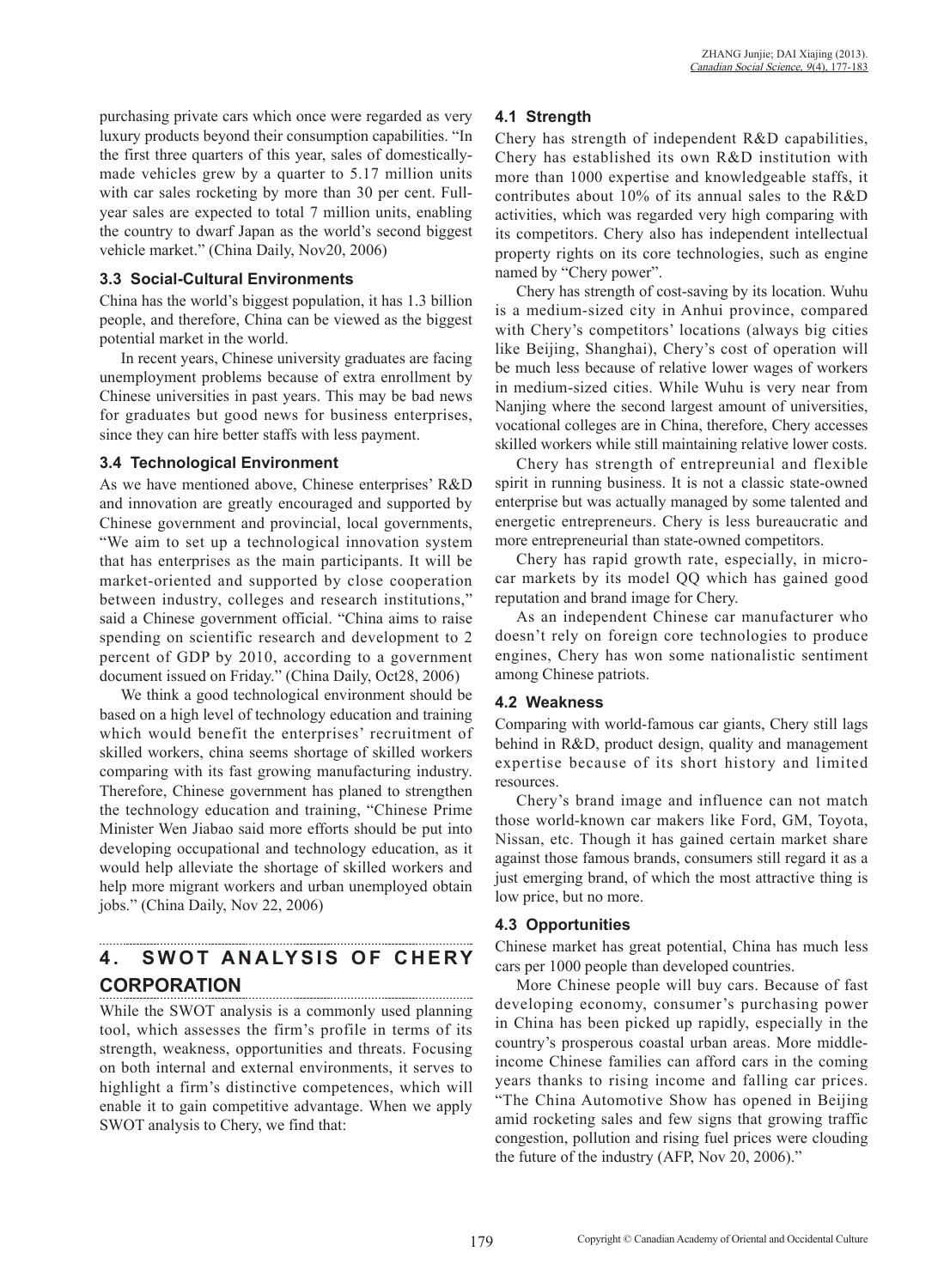purchasing private cars which once were regarded as very luxury products beyond their consumption capabilities. "In the first three quarters of this year, sales of domestically-made vehicles grew by a quarter to 5.17 million units with car sales rocketing by more than 30 per cent. Full-year sales are expected to total 7 million units, enabling the country to dwarf Japan as the world's second biggest vehicle market." (China Daily, Nov20, 2006)

### 3.3 Social-Cultural Environments

China has the world's biggest population, it has 1.3 billion people, and therefore, China can be viewed as the biggest potential market in the world.

In recent years, Chinese university graduates are facing unemployment problems because of extra enrollment by Chinese universities in past years. This may be bad news for graduates but good news for business enterprises, since they can hire better staffs with less payment.

### 3.4 Technological Environment

As we have mentioned above, Chinese enterprises' R&D and innovation are greatly encouraged and supported by Chinese government and provincial, local governments, "We aim to set up a technological innovation system that has enterprises as the main participants. It will be market-oriented and supported by close cooperation between industry, colleges and research institutions," said a Chinese government official. "China aims to raise spending on scientific research and development to 2 percent of GDP by 2010, according to a government document issued on Friday." (China Daily, Oct28, 2006)

We think a good technological environment should be based on a high level of technology education and training which would benefit the enterprises' recruitment of skilled workers, china seems shortage of skilled workers comparing with its fast growing manufacturing industry. Therefore, Chinese government has planed to strengthen the technology education and training, "Chinese Prime Minister Wen Jiabao said more efforts should be put into developing occupational and technology education, as it would help alleviate the shortage of skilled workers and help more migrant workers and urban unemployed obtain jobs." (China Daily, Nov 22, 2006)

## 4. SWOT ANALYSIS OF CHERY CORPORATION

While the SWOT analysis is a commonly used planning tool, which assesses the firm's profile in terms of its strength, weakness, opportunities and threats. Focusing on both internal and external environments, it serves to highlight a firm's distinctive competences, which will enable it to gain competitive advantage. When we apply SWOT analysis to Chery, we find that:

### 4.1 Strength

Chery has strength of independent R&D capabilities, Chery has established its own R&D institution with more than 1000 expertise and knowledgeable staffs, it contributes about 10% of its annual sales to the R&D activities, which was regarded very high comparing with its competitors. Chery also has independent intellectual property rights on its core technologies, such as engine named by "Chery power".

Chery has strength of cost-saving by its location. Wuhu is a medium-sized city in Anhui province, compared with Chery's competitors' locations (always big cities like Beijing, Shanghai), Chery's cost of operation will be much less because of relative lower wages of workers in medium-sized cities. While Wuhu is very near from Nanjing where the second largest amount of universities, vocational colleges are in China, therefore, Chery accesses skilled workers while still maintaining relative lower costs.

Chery has strength of entrepreunial and flexible spirit in running business. It is not a classic state-owned enterprise but was actually managed by some talented and energetic entrepreneurs. Chery is less bureaucratic and more entrepreneurial than state-owned competitors.

Chery has rapid growth rate, especially, in micro-car markets by its model QQ which has gained good reputation and brand image for Chery.

As an independent Chinese car manufacturer who doesn't rely on foreign core technologies to produce engines, Chery has won some nationalistic sentiment among Chinese patriots.

### 4.2 Weakness

Comparing with world-famous car giants, Chery still lags behind in R&D, product design, quality and management expertise because of its short history and limited resources.

Chery's brand image and influence can not match those world-known car makers like Ford, GM, Toyota, Nissan, etc. Though it has gained certain market share against those famous brands, consumers still regard it as a just emerging brand, of which the most attractive thing is low price, but no more.

### 4.3 Opportunities

Chinese market has great potential, China has much less cars per 1000 people than developed countries.

More Chinese people will buy cars. Because of fast developing economy, consumer's purchasing power in China has been picked up rapidly, especially in the country's prosperous coastal urban areas. More middle-income Chinese families can afford cars in the coming years thanks to rising income and falling car prices. "The China Automotive Show has opened in Beijing amid rocketing sales and few signs that growing traffic congestion, pollution and rising fuel prices were clouding the future of the industry (AFP, Nov 20, 2006)."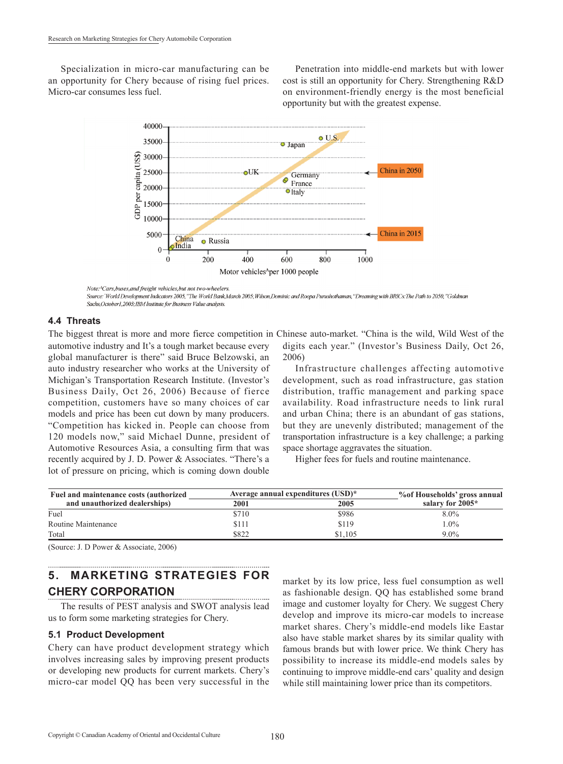Specialization in micro-car manufacturing can be an opportunity for Chery because of rising fuel prices. Micro-car consumes less fuel.

Penetration into middle-end markets but with lower cost is still an opportunity for Chery. Strengthening R&D on environment-friendly energy is the most beneficial opportunity but with the greatest expense.

Note:^Cars,buses,and freight vehicles,but not two-wheelers.
Source: World Development Indicators 2005,"The World Bank,March 2005;Wilson,Dominic and Roopa Purushothaman,"Dreaming with BRICs:The Path to 2050,"Goldman Sachs,October1,2003;IBM Institute for Business Value analysis.

### 4.4 Threats

The biggest threat is more and more fierce competition in Chinese auto-market. "China is the wild, Wild West of the automotive industry and It's a tough market because every global manufacturer is there" said Bruce Belzowski, an auto industry researcher who works at the University of Michigan's Transportation Research Institute. (Investor's Business Daily, Oct 26, 2006) Because of fierce competition, customers have so many choices of car models and price has been cut down by many producers. "Competition has kicked in. People can choose from 120 models now," said Michael Dunne, president of Automotive Resources Asia, a consulting firm that was recently acquired by J. D. Power & Associates. "There's a lot of pressure on pricing, which is coming down double digits each year." (Investor's Business Daily, Oct 26, 2006)

Infrastructure challenges affecting automotive development, such as road infrastructure, gas station distribution, traffic management and parking space availability. Road infrastructure needs to link rural and urban China; there is an abundant of gas stations, but they are unevenly distributed; management of the transportation infrastructure is a key challenge; a parking space shortage aggravates the situation.

Higher fees for fuels and routine maintenance.

| Fuel and maintenance costs (authorized and unauthorized dealerships) | Average annual expenditures (USD)* | | %of Households' gross annual salary for 2005* |
|---|---|---|---|
| | 2001 | 2005 | |
| Fuel | $710 | $986 | 8.0% |
| Routine Maintenance | $111 | $119 | 1.0% |
| Total | $822 | $1,105 | 9.0% |

(Source: J. D Power & Associate, 2006)

## 5. MARKETING STRATEGIES FOR CHERY CORPORATION

The results of PEST analysis and SWOT analysis lead us to form some marketing strategies for Chery.

### 5.1 Product Development

Chery can have product development strategy which involves increasing sales by improving present products or developing new products for current markets. Chery's micro-car model QQ has been very successful in the market by its low price, less fuel consumption as well as fashionable design. QQ has established some brand image and customer loyalty for Chery. We suggest Chery develop and improve its micro-car models to increase market shares. Chery's middle-end models like Eastar also have stable market shares by its similar quality with famous brands but with lower price. We think Chery has possibility to increase its middle-end models sales by continuing to improve middle-end cars' quality and design while still maintaining lower price than its competitors.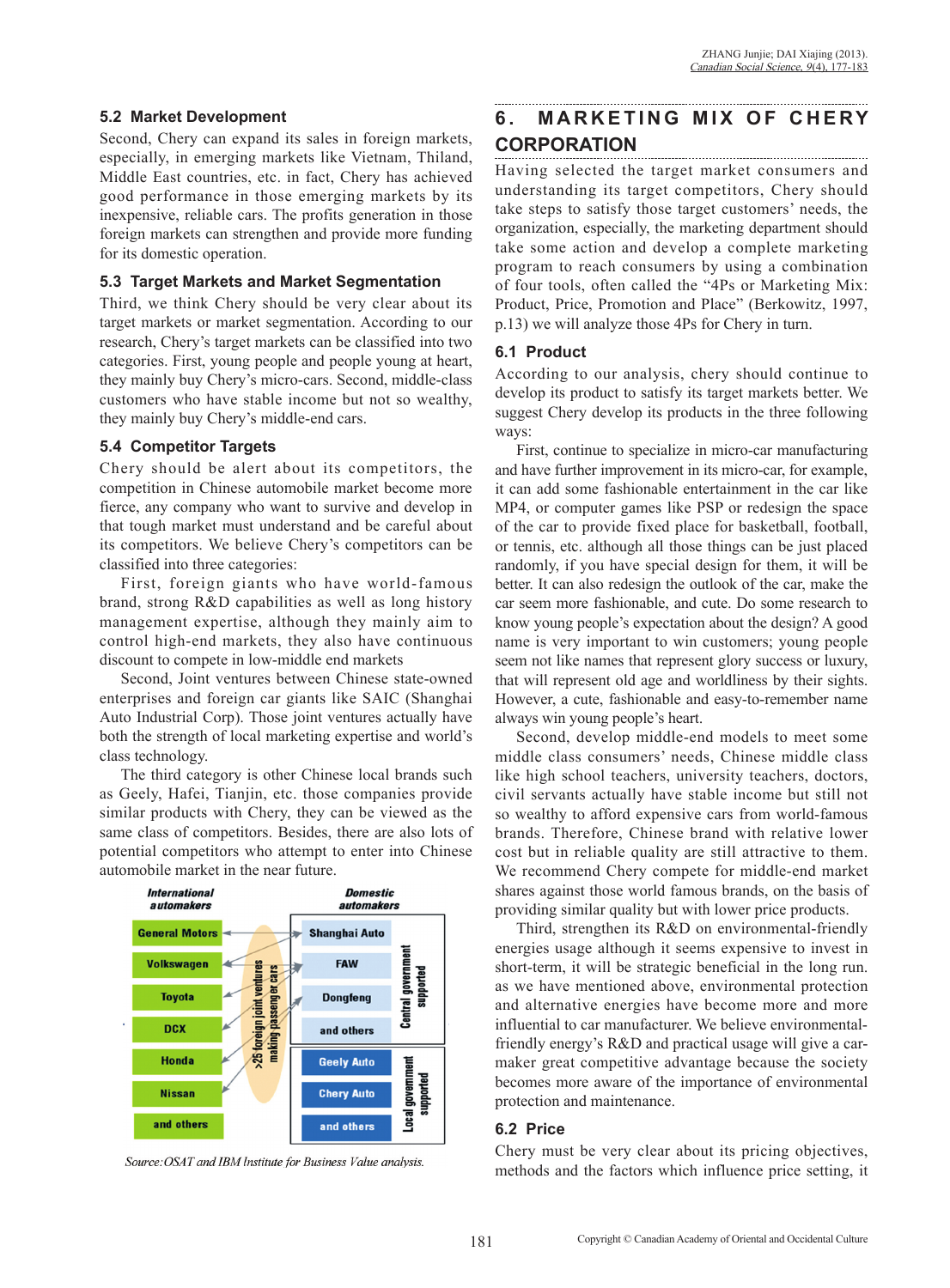### 5.2 Market Development

Second, Chery can expand its sales in foreign markets, especially, in emerging markets like Vietnam, Thiland, Middle East countries, etc. in fact, Chery has achieved good performance in those emerging markets by its inexpensive, reliable cars. The profits generation in those foreign markets can strengthen and provide more funding for its domestic operation.

### 5.3 Target Markets and Market Segmentation

Third, we think Chery should be very clear about its target markets or market segmentation. According to our research, Chery's target markets can be classified into two categories. First, young people and people young at heart, they mainly buy Chery's micro-cars. Second, middle-class customers who have stable income but not so wealthy, they mainly buy Chery's middle-end cars.

### 5.4 Competitor Targets

Chery should be alert about its competitors, the competition in Chinese automobile market become more fierce, any company who want to survive and develop in that tough market must understand and be careful about its competitors. We believe Chery's competitors can be classified into three categories:

First, foreign giants who have world-famous brand, strong R&D capabilities as well as long history management expertise, although they mainly aim to control high-end markets, they also have continuous discount to compete in low-middle end markets

Second, Joint ventures between Chinese state-owned enterprises and foreign car giants like SAIC (Shanghai Auto Industrial Corp). Those joint ventures actually have both the strength of local marketing expertise and world's class technology.

The third category is other Chinese local brands such as Geely, Hafei, Tianjin, etc. those companies provide similar products with Chery, they can be viewed as the same class of competitors. Besides, there are also lots of potential competitors who attempt to enter into Chinese automobile market in the near future.

| International automakers | >25 foreign joint ventures making passenger cars | Domestic automakers | |
|---|---|---|---|
| General Motors | | Shanghai Auto | Central government supported |
| Volkswagen | | FAW | |
| Toyota | | Dongfeng | |
| DCX | | and others | |
| Honda | | Geely Auto | Local government supported |
| Nissan | | Chery Auto | |
| and others | | and others | |

*Source: OSAT and IBM Institute for Business Value analysis.*

## 6. MARKETING MIX OF CHERY CORPORATION

Having selected the target market consumers and understanding its target competitors, Chery should take steps to satisfy those target customers' needs, the organization, especially, the marketing department should take some action and develop a complete marketing program to reach consumers by using a combination of four tools, often called the "4Ps or Marketing Mix: Product, Price, Promotion and Place" (Berkowitz, 1997, p.13) we will analyze those 4Ps for Chery in turn.

### 6.1 Product

According to our analysis, chery should continue to develop its product to satisfy its target markets better. We suggest Chery develop its products in the three following ways:

First, continue to specialize in micro-car manufacturing and have further improvement in its micro-car, for example, it can add some fashionable entertainment in the car like MP4, or computer games like PSP or redesign the space of the car to provide fixed place for basketball, football, or tennis, etc. although all those things can be just placed randomly, if you have special design for them, it will be better. It can also redesign the outlook of the car, make the car seem more fashionable, and cute. Do some research to know young people's expectation about the design? A good name is very important to win customers; young people seem not like names that represent glory success or luxury, that will represent old age and worldliness by their sights. However, a cute, fashionable and easy-to-remember name always win young people's heart.

Second, develop middle-end models to meet some middle class consumers' needs, Chinese middle class like high school teachers, university teachers, doctors, civil servants actually have stable income but still not so wealthy to afford expensive cars from world-famous brands. Therefore, Chinese brand with relative lower cost but in reliable quality are still attractive to them. We recommend Chery compete for middle-end market shares against those world famous brands, on the basis of providing similar quality but with lower price products.

Third, strengthen its R&D on environmental-friendly energies usage although it seems expensive to invest in short-term, it will be strategic beneficial in the long run. as we have mentioned above, environmental protection and alternative energies have become more and more influential to car manufacturer. We believe environmental-friendly energy's R&D and practical usage will give a car-maker great competitive advantage because the society becomes more aware of the importance of environmental protection and maintenance.

### 6.2 Price

Chery must be very clear about its pricing objectives, methods and the factors which influence price setting, it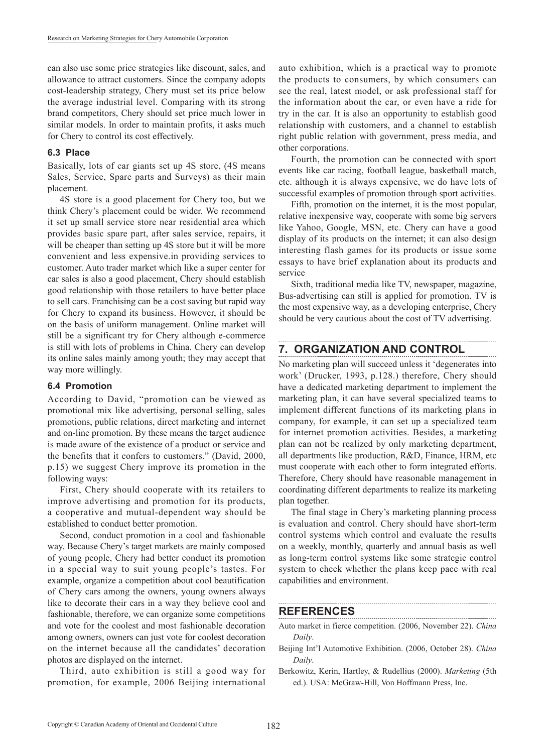can also use some price strategies like discount, sales, and allowance to attract customers. Since the company adopts cost-leadership strategy, Chery must set its price below the average industrial level. Comparing with its strong brand competitors, Chery should set price much lower in similar models. In order to maintain profits, it asks much for Chery to control its cost effectively.

### 6.3 Place

Basically, lots of car giants set up 4S store, (4S means Sales, Service, Spare parts and Surveys) as their main placement.

4S store is a good placement for Chery too, but we think Chery's placement could be wider. We recommend it set up small service store near residential area which provides basic spare part, after sales service, repairs, it will be cheaper than setting up 4S store but it will be more convenient and less expensive.in providing services to customer. Auto trader market which like a super center for car sales is also a good placement, Chery should establish good relationship with those retailers to have better place to sell cars. Franchising can be a cost saving but rapid way for Chery to expand its business. However, it should be on the basis of uniform management. Online market will still be a significant try for Chery although e-commerce is still with lots of problems in China. Chery can develop its online sales mainly among youth; they may accept that way more willingly.

### 6.4 Promotion

According to David, "promotion can be viewed as promotional mix like advertising, personal selling, sales promotions, public relations, direct marketing and internet and on-line promotion. By these means the target audience is made aware of the existence of a product or service and the benefits that it confers to customers." (David, 2000, p.15) we suggest Chery improve its promotion in the following ways:

First, Chery should cooperate with its retailers to improve advertising and promotion for its products, a cooperative and mutual-dependent way should be established to conduct better promotion.

Second, conduct promotion in a cool and fashionable way. Because Chery's target markets are mainly composed of young people, Chery had better conduct its promotion in a special way to suit young people's tastes. For example, organize a competition about cool beautification of Chery cars among the owners, young owners always like to decorate their cars in a way they believe cool and fashionable, therefore, we can organize some competitions and vote for the coolest and most fashionable decoration among owners, owners can just vote for coolest decoration on the internet because all the candidates' decoration photos are displayed on the internet.

Third, auto exhibition is still a good way for promotion, for example, 2006 Beijing international auto exhibition, which is a practical way to promote the products to consumers, by which consumers can see the real, latest model, or ask professional staff for the information about the car, or even have a ride for try in the car. It is also an opportunity to establish good relationship with customers, and a channel to establish right public relation with government, press media, and other corporations.

Fourth, the promotion can be connected with sport events like car racing, football league, basketball match, etc. although it is always expensive, we do have lots of successful examples of promotion through sport activities.

Fifth, promotion on the internet, it is the most popular, relative inexpensive way, cooperate with some big servers like Yahoo, Google, MSN, etc. Chery can have a good display of its products on the internet; it can also design interesting flash games for its products or issue some essays to have brief explanation about its products and service

Sixth, traditional media like TV, newspaper, magazine, Bus-advertising can still is applied for promotion. TV is the most expensive way, as a developing enterprise, Chery should be very cautious about the cost of TV advertising.

## 7. ORGANIZATION AND CONTROL

No marketing plan will succeed unless it 'degenerates into work' (Drucker, 1993, p.128.) therefore, Chery should have a dedicated marketing department to implement the marketing plan, it can have several specialized teams to implement different functions of its marketing plans in company, for example, it can set up a specialized team for internet promotion activities. Besides, a marketing plan can not be realized by only marketing department, all departments like production, R&D, Finance, HRM, etc must cooperate with each other to form integrated efforts. Therefore, Chery should have reasonable management in coordinating different departments to realize its marketing plan together.

The final stage in Chery's marketing planning process is evaluation and control. Chery should have short-term control systems which control and evaluate the results on a weekly, monthly, quarterly and annual basis as well as long-term control systems like some strategic control system to check whether the plans keep pace with real capabilities and environment.

## REFERENCES

Auto market in fierce competition. (2006, November 22). *China Daily*.

Beijing Int'l Automotive Exhibition. (2006, October 28). *China Daily*.

Berkowitz, Kerin, Hartley, & Rudellius (2000). *Marketing* (5th ed.). USA: McGraw-Hill, Von Hoffmann Press, Inc.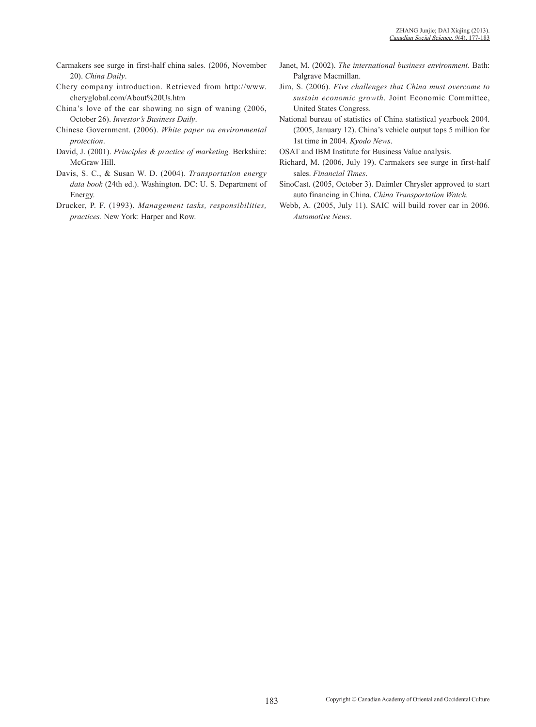Carmakers see surge in first-half china sales*.* (2006, November 20). *China Daily*.

Chery company introduction. Retrieved from http://www.cheryglobal.com/About%20Us.htm

China's love of the car showing no sign of waning (2006, October 26). *Investor's Business Daily*.

Chinese Government. (2006). *White paper on environmental protection*.

David, J. (2001). *Principles & practice of marketing.* Berkshire: McGraw Hill.

Davis, S. C., & Susan W. D. (2004). *Transportation energy data book* (24th ed.). Washington. DC: U. S. Department of Energy.

Drucker, P. F. (1993). *Management tasks, responsibilities, practices.* New York: Harper and Row.

Janet, M. (2002). *The international business environment.* Bath: Palgrave Macmillan.

Jim, S. (2006). *Five challenges that China must overcome to sustain economic growth*. Joint Economic Committee, United States Congress.

National bureau of statistics of China statistical yearbook 2004. (2005, January 12). China's vehicle output tops 5 million for 1st time in 2004. *Kyodo News*.

OSAT and IBM Institute for Business Value analysis.

Richard, M. (2006, July 19). Carmakers see surge in first-half sales. *Financial Times*.

SinoCast. (2005, October 3). Daimler Chrysler approved to start auto financing in China. *China Transportation Watch.*

Webb, A. (2005, July 11). SAIC will build rover car in 2006. *Automotive News*.